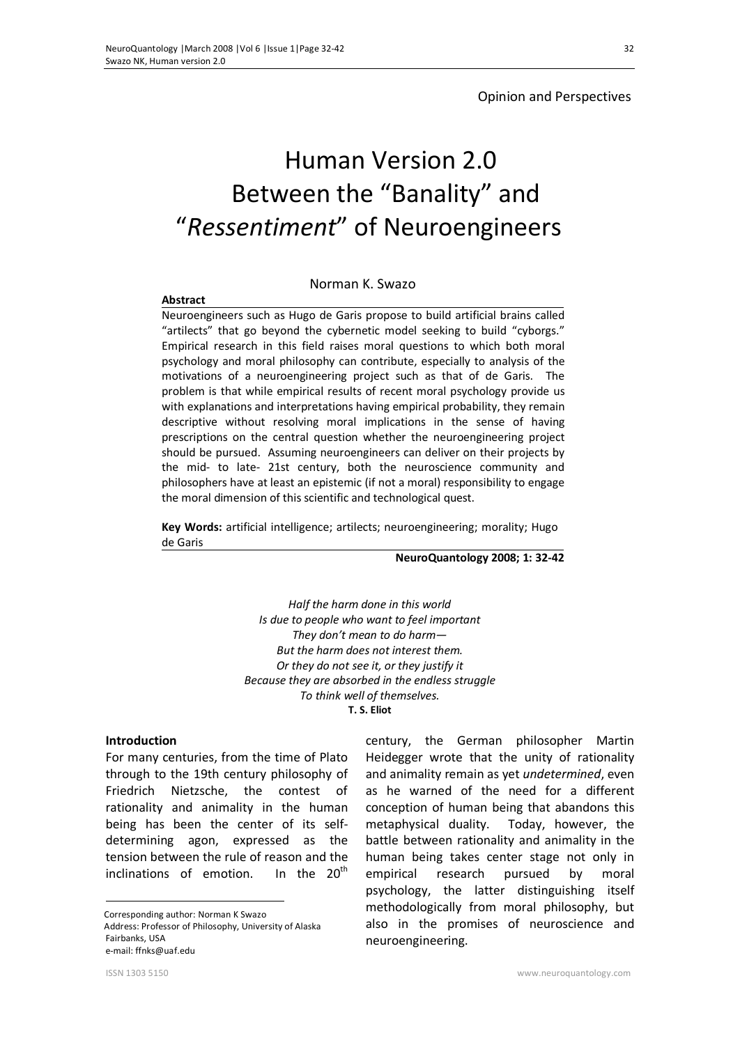Opinion and Perspectives

# Human Version 2.0 Between the "Banality" and "*Ressentiment*" of Neuroengineers

Norman K. Swazo

**Abstract**

Neuroengineers such as Hugo de Garis propose to build artificial brains called "artilects" that go beyond the cybernetic model seeking to build "cyborgs." Empirical research in this field raises moral questions to which both moral psychology and moral philosophy can contribute, especially to analysis of the motivations of a neuroengineering project such as that of de Garis. The problem is that while empirical results of recent moral psychology provide us with explanations and interpretations having empirical probability, they remain descriptive without resolving moral implications in the sense of having prescriptions on the central question whether the neuroengineering project should be pursued. Assuming neuroengineers can deliver on their projects by the mid- to late- 21st century, both the neuroscience community and philosophers have at least an epistemic (if not a moral) responsibility to engage the moral dimension of this scientific and technological quest.

**Key Words:** artificial intelligence; artilects; neuroengineering; morality; Hugo de Garis

**NeuroQuantology 2008; 1: 32-42**

*Half the harm done in this world*
*Is due to people who want to feel important*
*They don't mean to do harm—*
*But the harm does not interest them.*
*Or they do not see it, or they justify it*
*Because they are absorbed in the endless struggle*
*To think well of themselves.*
**T. S. Eliot**

## Introduction

For many centuries, from the time of Plato through to the 19th century philosophy of Friedrich Nietzsche, the contest of rationality and animality in the human being has been the center of its self-determining agon, expressed as the tension between the rule of reason and the inclinations of emotion. In the 20th century, the German philosopher Martin Heidegger wrote that the unity of rationality and animality remain as yet *undetermined*, even as he warned of the need for a different conception of human being that abandons this metaphysical duality. Today, however, the battle between rationality and animality in the human being takes center stage not only in empirical research pursued by moral psychology, the latter distinguishing itself methodologically from moral philosophy, but also in the promises of neuroscience and neuroengineering.

Corresponding author: Norman K Swazo
Address: Professor of Philosophy, University of Alaska Fairbanks, USA
e-mail: ffnks@uaf.edu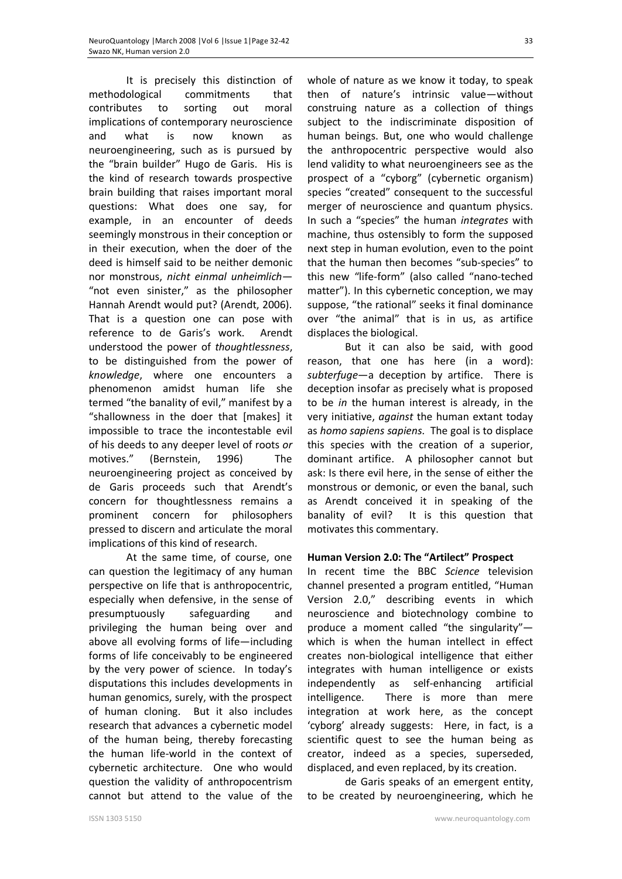It is precisely this distinction of methodological commitments that contributes to sorting out moral implications of contemporary neuroscience and what is now known as neuroengineering, such as is pursued by the "brain builder" Hugo de Garis. His is the kind of research towards prospective brain building that raises important moral questions: What does one say, for example, in an encounter of deeds seemingly monstrous in their conception or in their execution, when the doer of the deed is himself said to be neither demonic nor monstrous, *nicht einmal unheimlich*—"not even sinister," as the philosopher Hannah Arendt would put? (Arendt, 2006). That is a question one can pose with reference to de Garis's work. Arendt understood the power of *thoughtlessness*, to be distinguished from the power of *knowledge*, where one encounters a phenomenon amidst human life she termed "the banality of evil," manifest by a "shallowness in the doer that [makes] it impossible to trace the incontestable evil of his deeds to any deeper level of roots *or* motives." (Bernstein, 1996) The neuroengineering project as conceived by de Garis proceeds such that Arendt's concern for thoughtlessness remains a prominent concern for philosophers pressed to discern and articulate the moral implications of this kind of research.

At the same time, of course, one can question the legitimacy of any human perspective on life that is anthropocentric, especially when defensive, in the sense of presumptuously safeguarding and privileging the human being over and above all evolving forms of life—including forms of life conceivably to be engineered by the very power of science. In today's disputations this includes developments in human genomics, surely, with the prospect of human cloning. But it also includes research that advances a cybernetic model of the human being, thereby forecasting the human life-world in the context of cybernetic architecture. One who would question the validity of anthropocentrism cannot but attend to the value of the whole of nature as we know it today, to speak then of nature's intrinsic value—without construing nature as a collection of things subject to the indiscriminate disposition of human beings. But, one who would challenge the anthropocentric perspective would also lend validity to what neuroengineers see as the prospect of a "cyborg" (cybernetic organism) species "created" consequent to the successful merger of neuroscience and quantum physics. In such a "species" the human *integrates* with machine, thus ostensibly to form the supposed next step in human evolution, even to the point that the human then becomes "sub-species" to this new "life-form" (also called "nano-teched matter"). In this cybernetic conception, we may suppose, "the rational" seeks it final dominance over "the animal" that is in us, as artifice displaces the biological.

But it can also be said, with good reason, that one has here (in a word): *subterfuge*—a deception by artifice. There is deception insofar as precisely what is proposed to be *in* the human interest is already, in the very initiative, *against* the human extant today as *homo sapiens sapiens*. The goal is to displace this species with the creation of a superior, dominant artifice. A philosopher cannot but ask: Is there evil here, in the sense of either the monstrous or demonic, or even the banal, such as Arendt conceived it in speaking of the banality of evil? It is this question that motivates this commentary.

## Human Version 2.0: The "Artilect" Prospect

In recent time the BBC *Science* television channel presented a program entitled, "Human Version 2.0," describing events in which neuroscience and biotechnology combine to produce a moment called "the singularity"—which is when the human intellect in effect creates non-biological intelligence that either integrates with human intelligence or exists independently as self-enhancing artificial intelligence. There is more than mere integration at work here, as the concept 'cyborg' already suggests: Here, in fact, is a scientific quest to see the human being as creator, indeed as a species, superseded, displaced, and even replaced, by its creation.

de Garis speaks of an emergent entity, to be created by neuroengineering, which he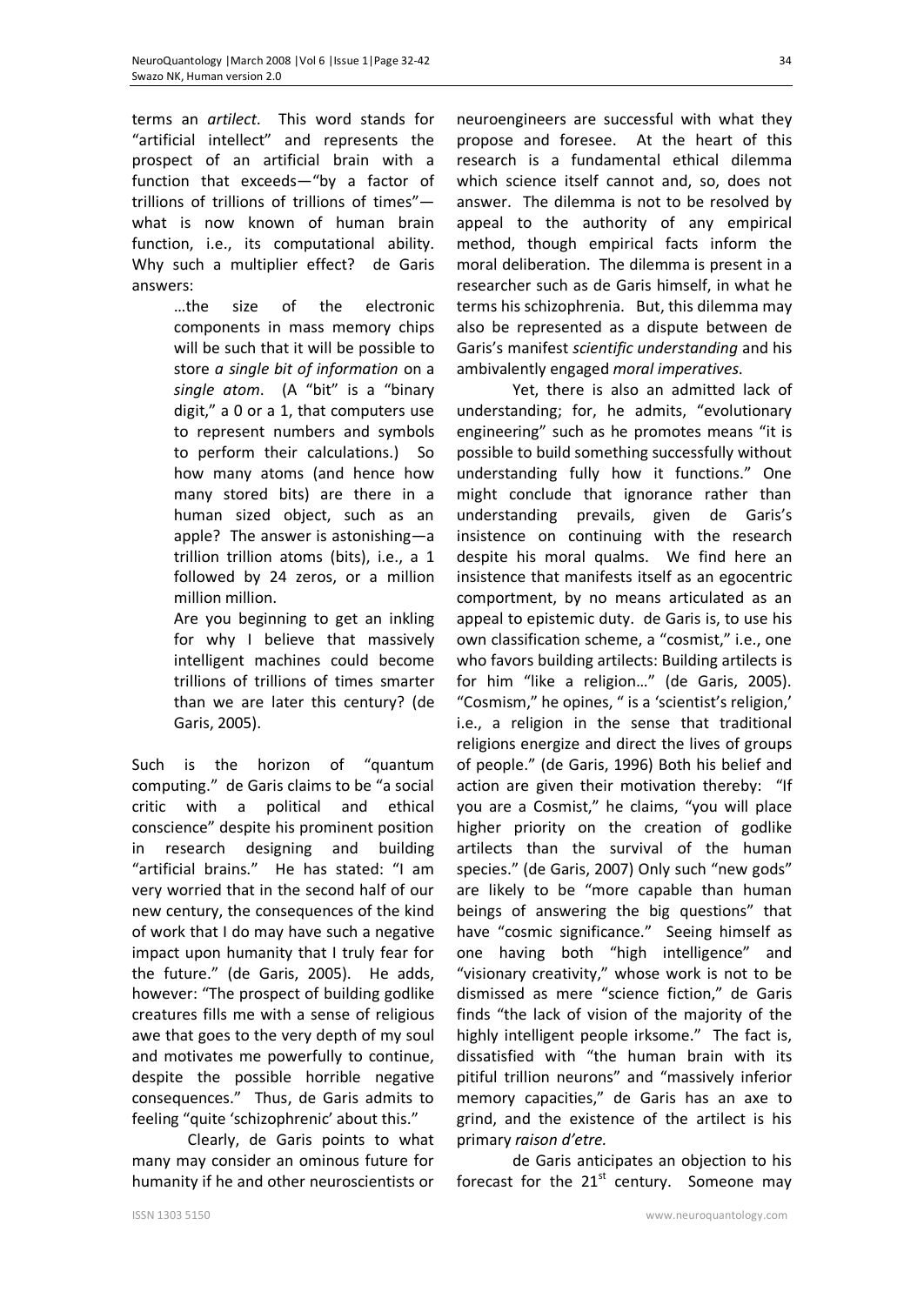terms an *artilect*. This word stands for "artificial intellect" and represents the prospect of an artificial brain with a function that exceeds—"by a factor of trillions of trillions of trillions of times"—what is now known of human brain function, i.e., its computational ability. Why such a multiplier effect? de Garis answers:

> …the size of the electronic components in mass memory chips will be such that it will be possible to store *a single bit of information* on a *single atom*. (A "bit" is a "binary digit," a 0 or a 1, that computers use to represent numbers and symbols to perform their calculations.) So how many atoms (and hence how many stored bits) are there in a human sized object, such as an apple? The answer is astonishing—a trillion trillion atoms (bits), i.e., a 1 followed by 24 zeros, or a million million million.
>
> Are you beginning to get an inkling for why I believe that massively intelligent machines could become trillions of trillions of times smarter than we are later this century? (de Garis, 2005).

Such is the horizon of "quantum computing." de Garis claims to be "a social critic with a political and ethical conscience" despite his prominent position in research designing and building "artificial brains." He has stated: "I am very worried that in the second half of our new century, the consequences of the kind of work that I do may have such a negative impact upon humanity that I truly fear for the future." (de Garis, 2005). He adds, however: "The prospect of building godlike creatures fills me with a sense of religious awe that goes to the very depth of my soul and motivates me powerfully to continue, despite the possible horrible negative consequences." Thus, de Garis admits to feeling "quite 'schizophrenic' about this."

Clearly, de Garis points to what many may consider an ominous future for humanity if he and other neuroscientists or neuroengineers are successful with what they propose and foresee. At the heart of this research is a fundamental ethical dilemma which science itself cannot and, so, does not answer. The dilemma is not to be resolved by appeal to the authority of any empirical method, though empirical facts inform the moral deliberation. The dilemma is present in a researcher such as de Garis himself, in what he terms his schizophrenia. But, this dilemma may also be represented as a dispute between de Garis's manifest *scientific understanding* and his ambivalently engaged *moral imperatives*.

Yet, there is also an admitted lack of understanding; for, he admits, "evolutionary engineering" such as he promotes means "it is possible to build something successfully without understanding fully how it functions." One might conclude that ignorance rather than understanding prevails, given de Garis's insistence on continuing with the research despite his moral qualms. We find here an insistence that manifests itself as an egocentric comportment, by no means articulated as an appeal to epistemic duty. de Garis is, to use his own classification scheme, a "cosmist," i.e., one who favors building artilects: Building artilects is for him "like a religion…" (de Garis, 2005). "Cosmism," he opines, " is a 'scientist's religion,' i.e., a religion in the sense that traditional religions energize and direct the lives of groups of people." (de Garis, 1996) Both his belief and action are given their motivation thereby: "If you are a Cosmist," he claims, "you will place higher priority on the creation of godlike artilects than the survival of the human species." (de Garis, 2007) Only such "new gods" are likely to be "more capable than human beings of answering the big questions" that have "cosmic significance." Seeing himself as one having both "high intelligence" and "visionary creativity," whose work is not to be dismissed as mere "science fiction," de Garis finds "the lack of vision of the majority of the highly intelligent people irksome." The fact is, dissatisfied with "the human brain with its pitiful trillion neurons" and "massively inferior memory capacities," de Garis has an axe to grind, and the existence of the artilect is his primary *raison d'etre.*

de Garis anticipates an objection to his forecast for the 21st century. Someone may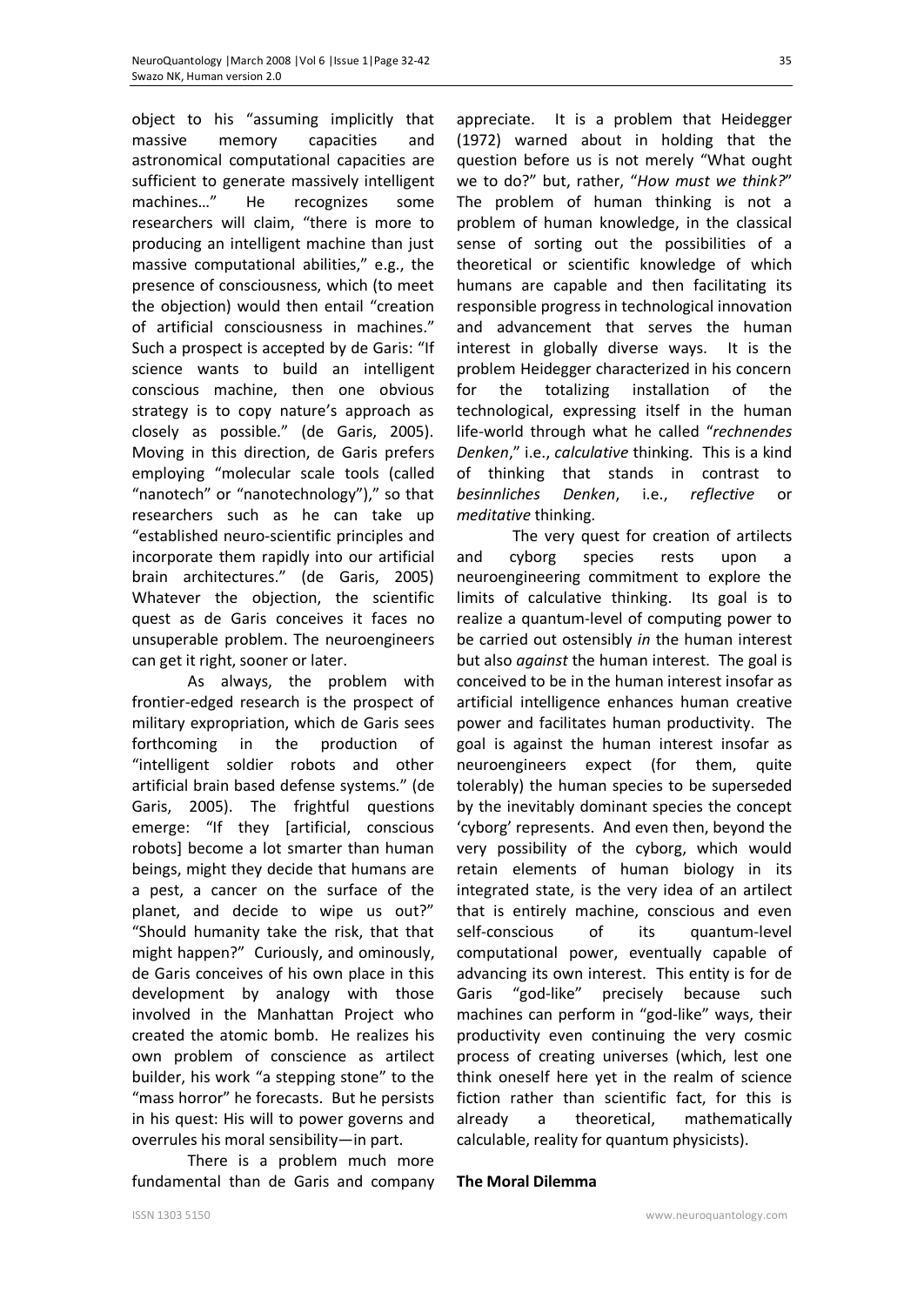object to his "assuming implicitly that massive memory capacities and astronomical computational capacities are sufficient to generate massively intelligent machines…" He recognizes some researchers will claim, "there is more to producing an intelligent machine than just massive computational abilities," e.g., the presence of consciousness, which (to meet the objection) would then entail "creation of artificial consciousness in machines." Such a prospect is accepted by de Garis: "If science wants to build an intelligent conscious machine, then one obvious strategy is to copy nature's approach as closely as possible." (de Garis, 2005). Moving in this direction, de Garis prefers employing "molecular scale tools (called "nanotech" or "nanotechnology")," so that researchers such as he can take up "established neuro-scientific principles and incorporate them rapidly into our artificial brain architectures." (de Garis, 2005) Whatever the objection, the scientific quest as de Garis conceives it faces no unsuperable problem. The neuroengineers can get it right, sooner or later.

As always, the problem with frontier-edged research is the prospect of military expropriation, which de Garis sees forthcoming in the production of "intelligent soldier robots and other artificial brain based defense systems." (de Garis, 2005). The frightful questions emerge: "If they [artificial, conscious robots] become a lot smarter than human beings, might they decide that humans are a pest, a cancer on the surface of the planet, and decide to wipe us out?" "Should humanity take the risk, that that might happen?" Curiously, and ominously, de Garis conceives of his own place in this development by analogy with those involved in the Manhattan Project who created the atomic bomb. He realizes his own problem of conscience as artilect builder, his work "a stepping stone" to the "mass horror" he forecasts. But he persists in his quest: His will to power governs and overrules his moral sensibility—in part.

There is a problem much more fundamental than de Garis and company appreciate. It is a problem that Heidegger (1972) warned about in holding that the question before us is not merely "What ought we to do?" but, rather, "*How must we think?*" The problem of human thinking is not a problem of human knowledge, in the classical sense of sorting out the possibilities of a theoretical or scientific knowledge of which humans are capable and then facilitating its responsible progress in technological innovation and advancement that serves the human interest in globally diverse ways. It is the problem Heidegger characterized in his concern for the totalizing installation of the technological, expressing itself in the human life-world through what he called "*rechnendes Denken*," i.e., *calculative* thinking. This is a kind of thinking that stands in contrast to *besinnliches Denken*, i.e., *reflective* or *meditative* thinking.

The very quest for creation of artilects and cyborg species rests upon a neuroengineering commitment to explore the limits of calculative thinking. Its goal is to realize a quantum-level of computing power to be carried out ostensibly *in* the human interest but also *against* the human interest. The goal is conceived to be in the human interest insofar as artificial intelligence enhances human creative power and facilitates human productivity. The goal is against the human interest insofar as neuroengineers expect (for them, quite tolerably) the human species to be superseded by the inevitably dominant species the concept 'cyborg' represents. And even then, beyond the very possibility of the cyborg, which would retain elements of human biology in its integrated state, is the very idea of an artilect that is entirely machine, conscious and even self-conscious of its quantum-level computational power, eventually capable of advancing its own interest. This entity is for de Garis "god-like" precisely because such machines can perform in "god-like" ways, their productivity even continuing the very cosmic process of creating universes (which, lest one think oneself here yet in the realm of science fiction rather than scientific fact, for this is already a theoretical, mathematically calculable, reality for quantum physicists).

**The Moral Dilemma**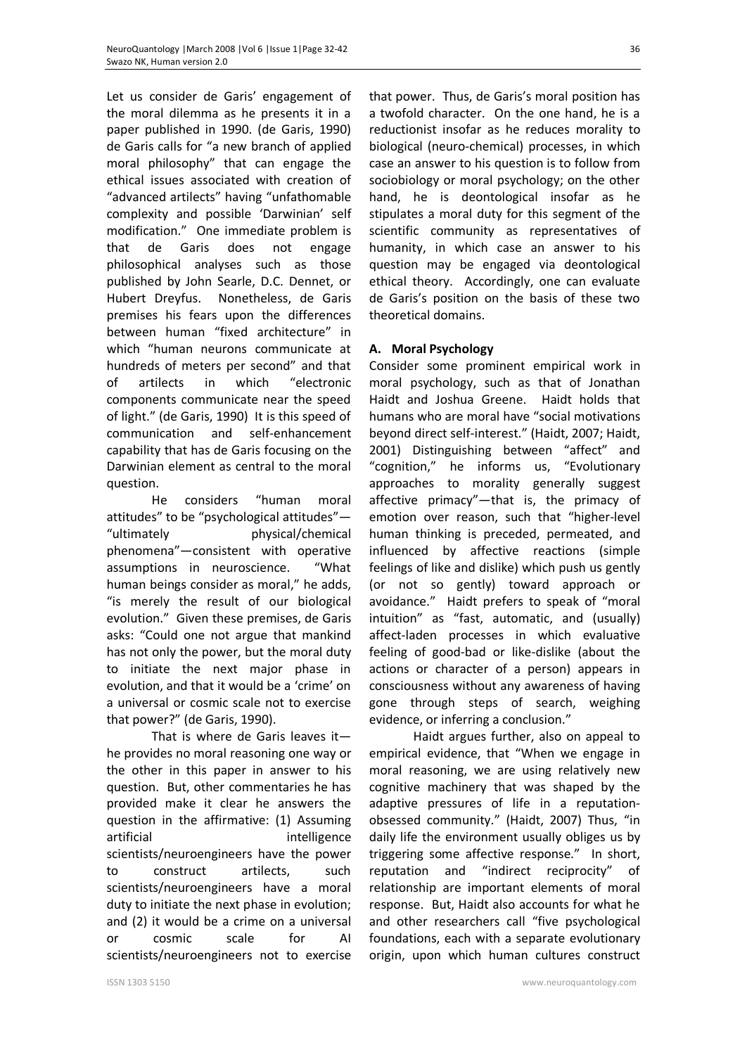Let us consider de Garis' engagement of the moral dilemma as he presents it in a paper published in 1990. (de Garis, 1990) de Garis calls for "a new branch of applied moral philosophy" that can engage the ethical issues associated with creation of "advanced artilects" having "unfathomable complexity and possible 'Darwinian' self modification." One immediate problem is that de Garis does not engage philosophical analyses such as those published by John Searle, D.C. Dennet, or Hubert Dreyfus. Nonetheless, de Garis premises his fears upon the differences between human "fixed architecture" in which "human neurons communicate at hundreds of meters per second" and that of artilects in which "electronic components communicate near the speed of light." (de Garis, 1990) It is this speed of communication and self-enhancement capability that has de Garis focusing on the Darwinian element as central to the moral question.

He considers "human moral attitudes" to be "psychological attitudes"—"ultimately physical/chemical phenomena"—consistent with operative assumptions in neuroscience. "What human beings consider as moral," he adds, "is merely the result of our biological evolution." Given these premises, de Garis asks: "Could one not argue that mankind has not only the power, but the moral duty to initiate the next major phase in evolution, and that it would be a 'crime' on a universal or cosmic scale not to exercise that power?" (de Garis, 1990).

That is where de Garis leaves it—he provides no moral reasoning one way or the other in this paper in answer to his question. But, other commentaries he has provided make it clear he answers the question in the affirmative: (1) Assuming artificial intelligence scientists/neuroengineers have the power to construct artilects, such scientists/neuroengineers have a moral duty to initiate the next phase in evolution; and (2) it would be a crime on a universal or cosmic scale for AI scientists/neuroengineers not to exercise that power. Thus, de Garis's moral position has a twofold character. On the one hand, he is a reductionist insofar as he reduces morality to biological (neuro-chemical) processes, in which case an answer to his question is to follow from sociobiology or moral psychology; on the other hand, he is deontological insofar as he stipulates a moral duty for this segment of the scientific community as representatives of humanity, in which case an answer to his question may be engaged via deontological ethical theory. Accordingly, one can evaluate de Garis's position on the basis of these two theoretical domains.

## A. Moral Psychology

Consider some prominent empirical work in moral psychology, such as that of Jonathan Haidt and Joshua Greene. Haidt holds that humans who are moral have "social motivations beyond direct self-interest." (Haidt, 2007; Haidt, 2001) Distinguishing between "affect" and "cognition," he informs us, "Evolutionary approaches to morality generally suggest affective primacy"—that is, the primacy of emotion over reason, such that "higher-level human thinking is preceded, permeated, and influenced by affective reactions (simple feelings of like and dislike) which push us gently (or not so gently) toward approach or avoidance." Haidt prefers to speak of "moral intuition" as "fast, automatic, and (usually) affect-laden processes in which evaluative feeling of good-bad or like-dislike (about the actions or character of a person) appears in consciousness without any awareness of having gone through steps of search, weighing evidence, or inferring a conclusion."

Haidt argues further, also on appeal to empirical evidence, that "When we engage in moral reasoning, we are using relatively new cognitive machinery that was shaped by the adaptive pressures of life in a reputation-obsessed community." (Haidt, 2007) Thus, "in daily life the environment usually obliges us by triggering some affective response." In short, reputation and "indirect reciprocity" of relationship are important elements of moral response. But, Haidt also accounts for what he and other researchers call "five psychological foundations, each with a separate evolutionary origin, upon which human cultures construct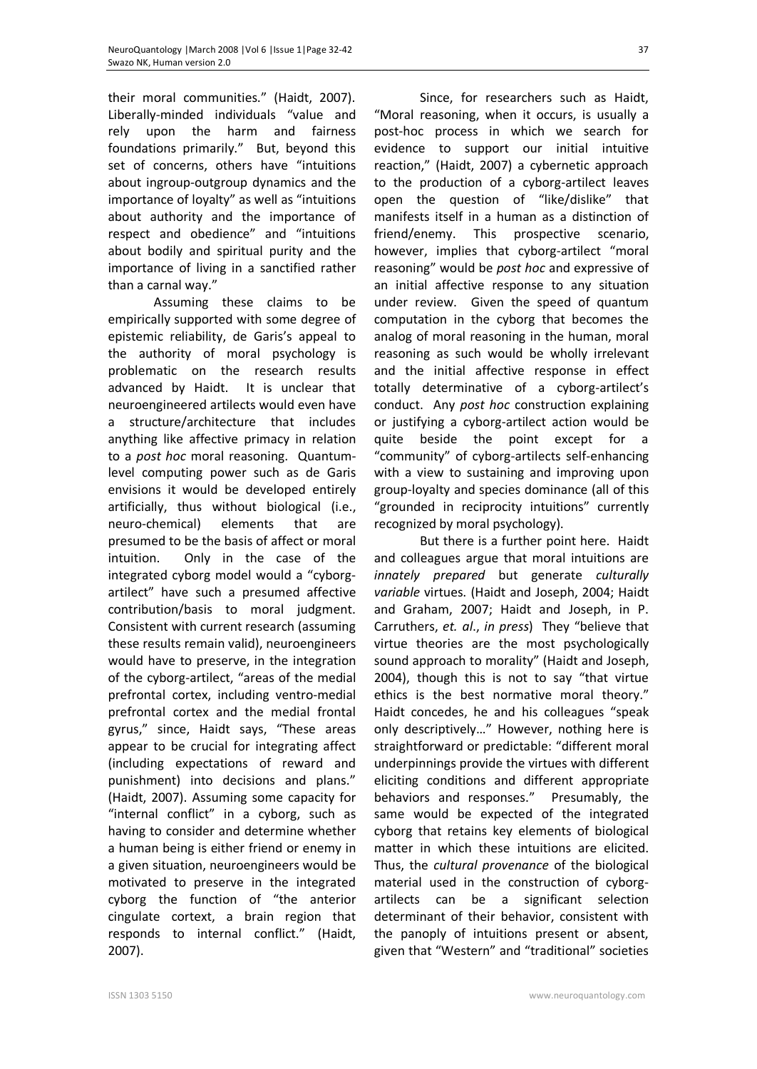their moral communities." (Haidt, 2007). Liberally-minded individuals "value and rely upon the harm and fairness foundations primarily." But, beyond this set of concerns, others have "intuitions about ingroup-outgroup dynamics and the importance of loyalty" as well as "intuitions about authority and the importance of respect and obedience" and "intuitions about bodily and spiritual purity and the importance of living in a sanctified rather than a carnal way."

Assuming these claims to be empirically supported with some degree of epistemic reliability, de Garis's appeal to the authority of moral psychology is problematic on the research results advanced by Haidt. It is unclear that neuroengineered artilects would even have a structure/architecture that includes anything like affective primacy in relation to a *post hoc* moral reasoning. Quantum-level computing power such as de Garis envisions it would be developed entirely artificially, thus without biological (i.e., neuro-chemical) elements that are presumed to be the basis of affect or moral intuition. Only in the case of the integrated cyborg model would a "cyborg-artilect" have such a presumed affective contribution/basis to moral judgment. Consistent with current research (assuming these results remain valid), neuroengineers would have to preserve, in the integration of the cyborg-artilect, "areas of the medial prefrontal cortex, including ventro-medial prefrontal cortex and the medial frontal gyrus," since, Haidt says, "These areas appear to be crucial for integrating affect (including expectations of reward and punishment) into decisions and plans." (Haidt, 2007). Assuming some capacity for "internal conflict" in a cyborg, such as having to consider and determine whether a human being is either friend or enemy in a given situation, neuroengineers would be motivated to preserve in the integrated cyborg the function of "the anterior cingulate cortex, a brain region that responds to internal conflict." (Haidt, 2007).

Since, for researchers such as Haidt, "Moral reasoning, when it occurs, is usually a post-hoc process in which we search for evidence to support our initial intuitive reaction," (Haidt, 2007) a cybernetic approach to the production of a cyborg-artilect leaves open the question of "like/dislike" that manifests itself in a human as a distinction of friend/enemy. This prospective scenario, however, implies that cyborg-artilect "moral reasoning" would be *post hoc* and expressive of an initial affective response to any situation under review. Given the speed of quantum computation in the cyborg that becomes the analog of moral reasoning in the human, moral reasoning as such would be wholly irrelevant and the initial affective response in effect totally determinative of a cyborg-artilect's conduct. Any *post hoc* construction explaining or justifying a cyborg-artilect action would be quite beside the point except for a "community" of cyborg-artilects self-enhancing with a view to sustaining and improving upon group-loyalty and species dominance (all of this "grounded in reciprocity intuitions" currently recognized by moral psychology).

But there is a further point here. Haidt and colleagues argue that moral intuitions are *innately prepared* but generate *culturally variable* virtues. (Haidt and Joseph, 2004; Haidt and Graham, 2007; Haidt and Joseph, in P. Carruthers, *et. al.*, *in press*) They "believe that virtue theories are the most psychologically sound approach to morality" (Haidt and Joseph, 2004), though this is not to say "that virtue ethics is the best normative moral theory." Haidt concedes, he and his colleagues "speak only descriptively…" However, nothing here is straightforward or predictable: "different moral underpinnings provide the virtues with different eliciting conditions and different appropriate behaviors and responses." Presumably, the same would be expected of the integrated cyborg that retains key elements of biological matter in which these intuitions are elicited. Thus, the *cultural provenance* of the biological material used in the construction of cyborg-artilects can be a significant selection determinant of their behavior, consistent with the panoply of intuitions present or absent, given that "Western" and "traditional" societies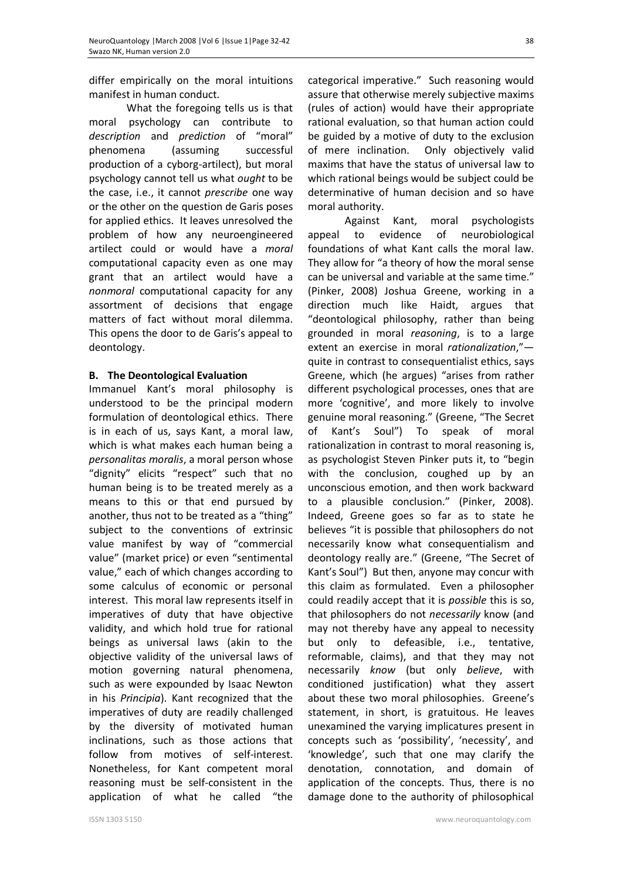differ empirically on the moral intuitions manifest in human conduct.

What the foregoing tells us is that moral psychology can contribute to *description* and *prediction* of "moral" phenomena (assuming successful production of a cyborg-artilect), but moral psychology cannot tell us what *ought* to be the case, i.e., it cannot *prescribe* one way or the other on the question de Garis poses for applied ethics. It leaves unresolved the problem of how any neuroengineered artilect could or would have a *moral* computational capacity even as one may grant that an artilect would have a *nonmoral* computational capacity for any assortment of decisions that engage matters of fact without moral dilemma. This opens the door to de Garis's appeal to deontology.

### B. The Deontological Evaluation

Immanuel Kant's moral philosophy is understood to be the principal modern formulation of deontological ethics. There is in each of us, says Kant, a moral law, which is what makes each human being a *personalitas moralis*, a moral person whose "dignity" elicits "respect" such that no human being is to be treated merely as a means to this or that end pursued by another, thus not to be treated as a "thing" subject to the conventions of extrinsic value manifest by way of "commercial value" (market price) or even "sentimental value," each of which changes according to some calculus of economic or personal interest. This moral law represents itself in imperatives of duty that have objective validity, and which hold true for rational beings as universal laws (akin to the objective validity of the universal laws of motion governing natural phenomena, such as were expounded by Isaac Newton in his *Principia*). Kant recognized that the imperatives of duty are readily challenged by the diversity of motivated human inclinations, such as those actions that follow from motives of self-interest. Nonetheless, for Kant competent moral reasoning must be self-consistent in the application of what he called "the categorical imperative." Such reasoning would assure that otherwise merely subjective maxims (rules of action) would have their appropriate rational evaluation, so that human action could be guided by a motive of duty to the exclusion of mere inclination. Only objectively valid maxims that have the status of universal law to which rational beings would be subject could be determinative of human decision and so have moral authority.

Against Kant, moral psychologists appeal to evidence of neurobiological foundations of what Kant calls the moral law. They allow for "a theory of how the moral sense can be universal and variable at the same time." (Pinker, 2008) Joshua Greene, working in a direction much like Haidt, argues that "deontological philosophy, rather than being grounded in moral *reasoning*, is to a large extent an exercise in moral *rationalization*,"—quite in contrast to consequentialist ethics, says Greene, which (he argues) "arises from rather different psychological processes, ones that are more 'cognitive', and more likely to involve genuine moral reasoning." (Greene, "The Secret of Kant's Soul") To speak of moral rationalization in contrast to moral reasoning is, as psychologist Steven Pinker puts it, to "begin with the conclusion, coughed up by an unconscious emotion, and then work backward to a plausible conclusion." (Pinker, 2008). Indeed, Greene goes so far as to state he believes "it is possible that philosophers do not necessarily know what consequentialism and deontology really are." (Greene, "The Secret of Kant's Soul") But then, anyone may concur with this claim as formulated. Even a philosopher could readily accept that it is *possible* this is so, that philosophers do not *necessarily* know (and may not thereby have any appeal to necessity but only to defeasible, i.e., tentative, reformable, claims), and that they may not necessarily *know* (but only *believe*, with conditioned justification) what they assert about these two moral philosophies. Greene's statement, in short, is gratuitous. He leaves unexamined the varying implicatures present in concepts such as 'possibility', 'necessity', and 'knowledge', such that one may clarify the denotation, connotation, and domain of application of the concepts. Thus, there is no damage done to the authority of philosophical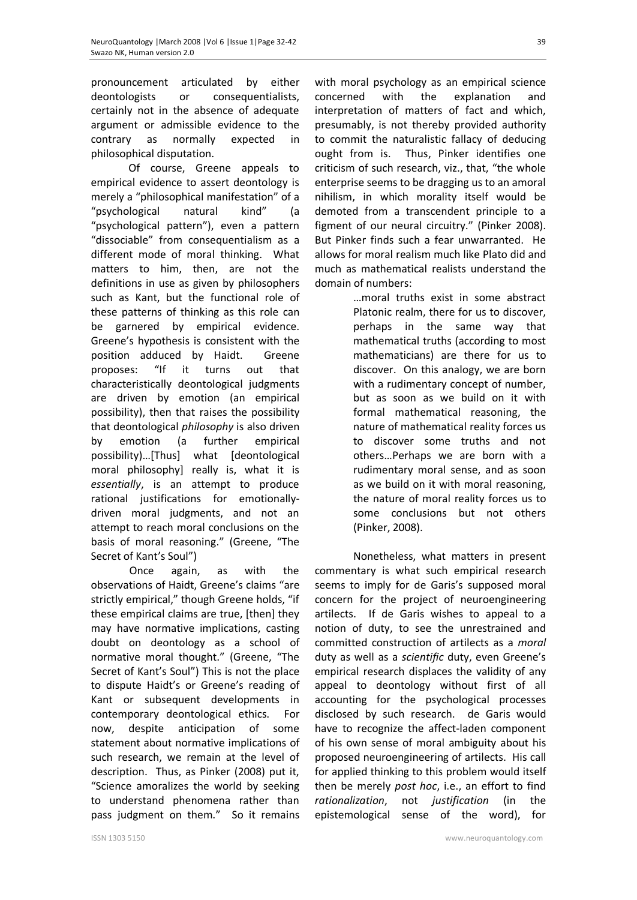pronouncement articulated by either deontologists or consequentialists, certainly not in the absence of adequate argument or admissible evidence to the contrary as normally expected in philosophical disputation.

Of course, Greene appeals to empirical evidence to assert deontology is merely a "philosophical manifestation" of a "psychological natural kind" (a "psychological pattern"), even a pattern "dissociable" from consequentialism as a different mode of moral thinking. What matters to him, then, are not the definitions in use as given by philosophers such as Kant, but the functional role of these patterns of thinking as this role can be garnered by empirical evidence. Greene's hypothesis is consistent with the position adduced by Haidt. Greene proposes: "If it turns out that characteristically deontological judgments are driven by emotion (an empirical possibility), then that raises the possibility that deontological *philosophy* is also driven by emotion (a further empirical possibility)…[Thus] what [deontological moral philosophy] really is, what it is *essentially*, is an attempt to produce rational justifications for emotionally-driven moral judgments, and not an attempt to reach moral conclusions on the basis of moral reasoning." (Greene, "The Secret of Kant's Soul")

Once again, as with the observations of Haidt, Greene's claims "are strictly empirical," though Greene holds, "if these empirical claims are true, [then] they may have normative implications, casting doubt on deontology as a school of normative moral thought." (Greene, "The Secret of Kant's Soul") This is not the place to dispute Haidt's or Greene's reading of Kant or subsequent developments in contemporary deontological ethics. For now, despite anticipation of some statement about normative implications of such research, we remain at the level of description. Thus, as Pinker (2008) put it, "Science amoralizes the world by seeking to understand phenomena rather than pass judgment on them." So it remains with moral psychology as an empirical science concerned with the explanation and interpretation of matters of fact and which, presumably, is not thereby provided authority to commit the naturalistic fallacy of deducing ought from is. Thus, Pinker identifies one criticism of such research, viz., that, "the whole enterprise seems to be dragging us to an amoral nihilism, in which morality itself would be demoted from a transcendent principle to a figment of our neural circuitry." (Pinker 2008). But Pinker finds such a fear unwarranted. He allows for moral realism much like Plato did and much as mathematical realists understand the domain of numbers:

> …moral truths exist in some abstract Platonic realm, there for us to discover, perhaps in the same way that mathematical truths (according to most mathematicians) are there for us to discover. On this analogy, we are born with a rudimentary concept of number, but as soon as we build on it with formal mathematical reasoning, the nature of mathematical reality forces us to discover some truths and not others…Perhaps we are born with a rudimentary moral sense, and as soon as we build on it with moral reasoning, the nature of moral reality forces us to some conclusions but not others (Pinker, 2008).

Nonetheless, what matters in present commentary is what such empirical research seems to imply for de Garis's supposed moral concern for the project of neuroengineering artilects. If de Garis wishes to appeal to a notion of duty, to see the unrestrained and committed construction of artilects as a *moral* duty as well as a *scientific* duty, even Greene's empirical research displaces the validity of any appeal to deontology without first of all accounting for the psychological processes disclosed by such research. de Garis would have to recognize the affect-laden component of his own sense of moral ambiguity about his proposed neuroengineering of artilects. His call for applied thinking to this problem would itself then be merely *post hoc*, i.e., an effort to find *rationalization*, not *justification* (in the epistemological sense of the word), for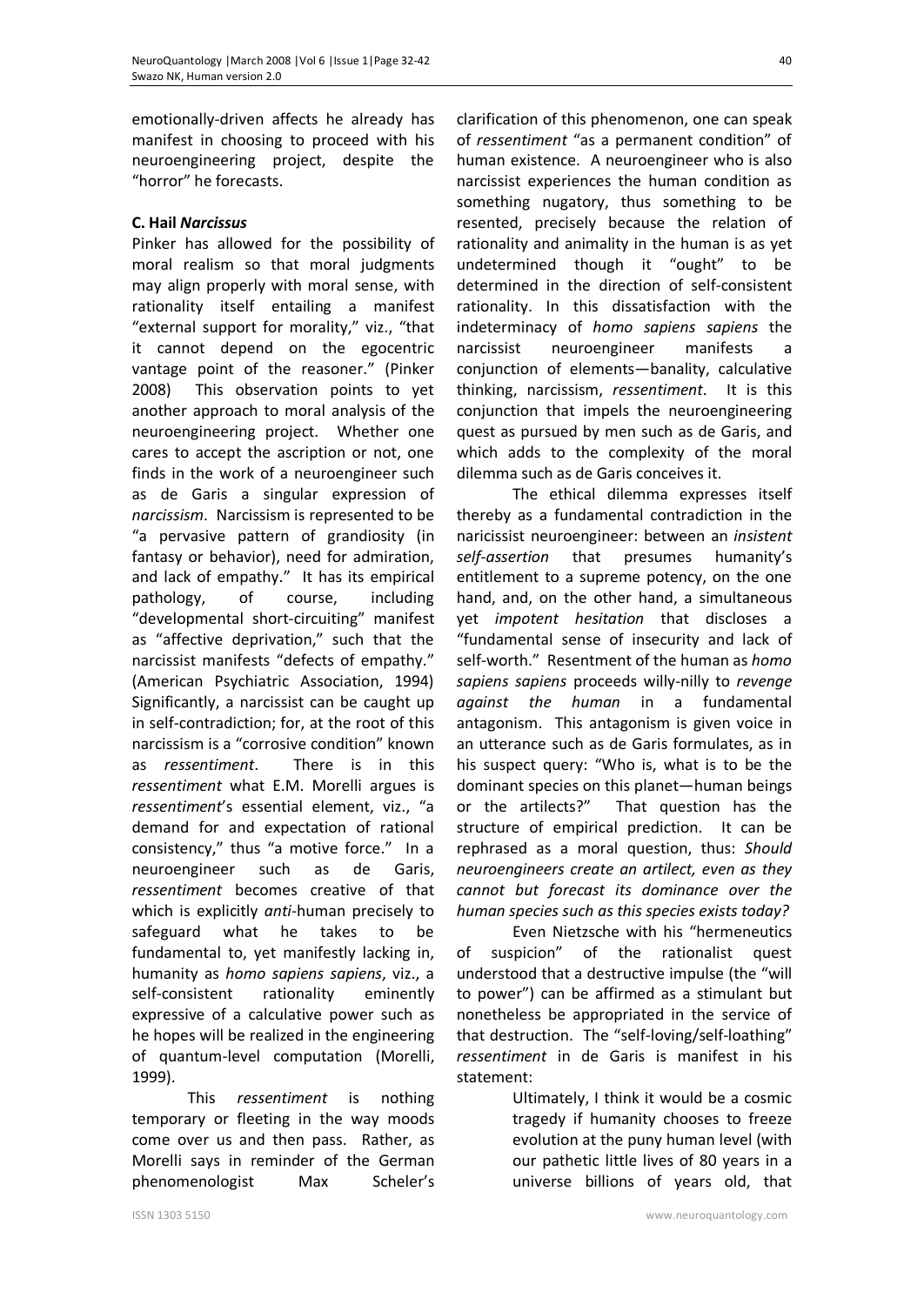emotionally-driven affects he already has manifest in choosing to proceed with his neuroengineering project, despite the "horror" he forecasts.

### C. Hail *Narcissus*

Pinker has allowed for the possibility of moral realism so that moral judgments may align properly with moral sense, with rationality itself entailing a manifest "external support for morality," viz., "that it cannot depend on the egocentric vantage point of the reasoner." (Pinker 2008) This observation points to yet another approach to moral analysis of the neuroengineering project. Whether one cares to accept the ascription or not, one finds in the work of a neuroengineer such as de Garis a singular expression of *narcissism*. Narcissism is represented to be "a pervasive pattern of grandiosity (in fantasy or behavior), need for admiration, and lack of empathy." It has its empirical pathology, of course, including "developmental short-circuiting" manifest as "affective deprivation," such that the narcissist manifests "defects of empathy." (American Psychiatric Association, 1994) Significantly, a narcissist can be caught up in self-contradiction; for, at the root of this narcissism is a "corrosive condition" known as *ressentiment.* There is in this *ressentiment* what E.M. Morelli argues is *ressentiment*'s essential element, viz., "a demand for and expectation of rational consistency," thus "a motive force." In a neuroengineer such as de Garis, *ressentiment* becomes creative of that which is explicitly *anti*-human precisely to safeguard what he takes to be fundamental to, yet manifestly lacking in, humanity as *homo sapiens sapiens*, viz., a self-consistent rationality eminently expressive of a calculative power such as he hopes will be realized in the engineering of quantum-level computation (Morelli, 1999).

This *ressentiment* is nothing temporary or fleeting in the way moods come over us and then pass. Rather, as Morelli says in reminder of the German phenomenologist Max Scheler's clarification of this phenomenon, one can speak of *ressentiment* "as a permanent condition" of human existence. A neuroengineer who is also narcissist experiences the human condition as something nugatory, thus something to be resented, precisely because the relation of rationality and animality in the human is as yet undetermined though it "ought" to be determined in the direction of self-consistent rationality. In this dissatisfaction with the indeterminacy of *homo sapiens sapiens* the narcissist neuroengineer manifests a conjunction of elements—banality, calculative thinking, narcissism, *ressentiment*. It is this conjunction that impels the neuroengineering quest as pursued by men such as de Garis, and which adds to the complexity of the moral dilemma such as de Garis conceives it.

The ethical dilemma expresses itself thereby as a fundamental contradiction in the naricissist neuroengineer: between an *insistent self-assertion* that presumes humanity's entitlement to a supreme potency, on the one hand, and, on the other hand, a simultaneous yet *impotent hesitation* that discloses a "fundamental sense of insecurity and lack of self-worth." Resentment of the human as *homo sapiens sapiens* proceeds willy-nilly to *revenge against the human* in a fundamental antagonism. This antagonism is given voice in an utterance such as de Garis formulates, as in his suspect query: "Who is, what is to be the dominant species on this planet—human beings or the artilects?" That question has the structure of empirical prediction. It can be rephrased as a moral question, thus: *Should neuroengineers create an artilect, even as they cannot but forecast its dominance over the human species such as this species exists today?*

Even Nietzsche with his "hermeneutics of suspicion" of the rationalist quest understood that a destructive impulse (the "will to power") can be affirmed as a stimulant but nonetheless be appropriated in the service of that destruction. The "self-loving/self-loathing" *ressentiment* in de Garis is manifest in his statement:

> Ultimately, I think it would be a cosmic tragedy if humanity chooses to freeze evolution at the puny human level (with our pathetic little lives of 80 years in a universe billions of years old, that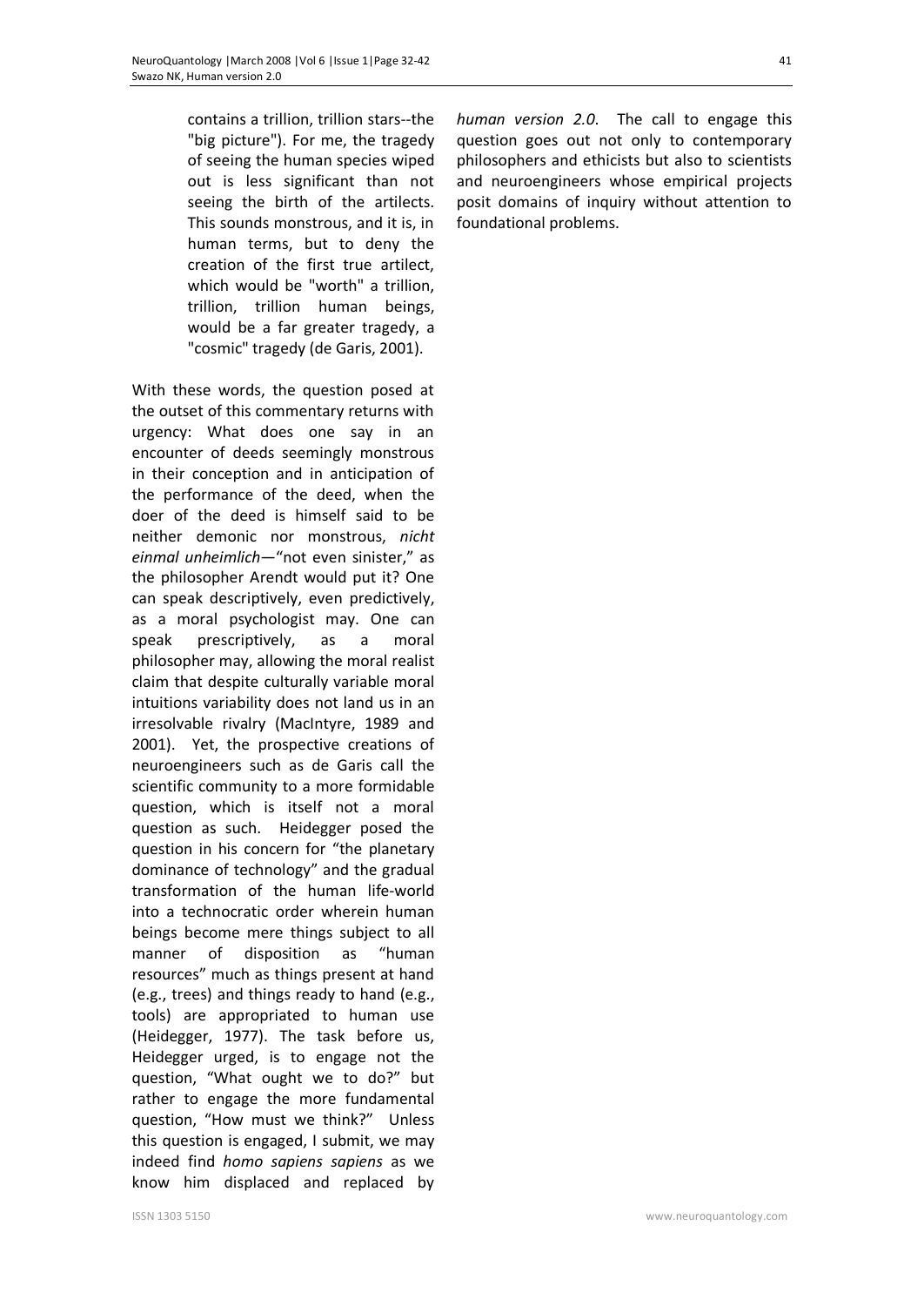> contains a trillion, trillion stars--the "big picture"). For me, the tragedy of seeing the human species wiped out is less significant than not seeing the birth of the artilects. This sounds monstrous, and it is, in human terms, but to deny the creation of the first true artilect, which would be "worth" a trillion, trillion, trillion human beings, would be a far greater tragedy, a "cosmic" tragedy (de Garis, 2001).

With these words, the question posed at the outset of this commentary returns with urgency: What does one say in an encounter of deeds seemingly monstrous in their conception and in anticipation of the performance of the deed, when the doer of the deed is himself said to be neither demonic nor monstrous, *nicht einmal unheimlich*—"not even sinister," as the philosopher Arendt would put it? One can speak descriptively, even predictively, as a moral psychologist may. One can speak prescriptively, as a moral philosopher may, allowing the moral realist claim that despite culturally variable moral intuitions variability does not land us in an irresolvable rivalry (MacIntyre, 1989 and 2001). Yet, the prospective creations of neuroengineers such as de Garis call the scientific community to a more formidable question, which is itself not a moral question as such. Heidegger posed the question in his concern for "the planetary dominance of technology" and the gradual transformation of the human life-world into a technocratic order wherein human beings become mere things subject to all manner of disposition as "human resources" much as things present at hand (e.g., trees) and things ready to hand (e.g., tools) are appropriated to human use (Heidegger, 1977). The task before us, Heidegger urged, is to engage not the question, "What ought we to do?" but rather to engage the more fundamental question, "How must we think?" Unless this question is engaged, I submit, we may indeed find *homo sapiens sapiens* as we know him displaced and replaced by *human version 2.0*. The call to engage this question goes out not only to contemporary philosophers and ethicists but also to scientists and neuroengineers whose empirical projects posit domains of inquiry without attention to foundational problems.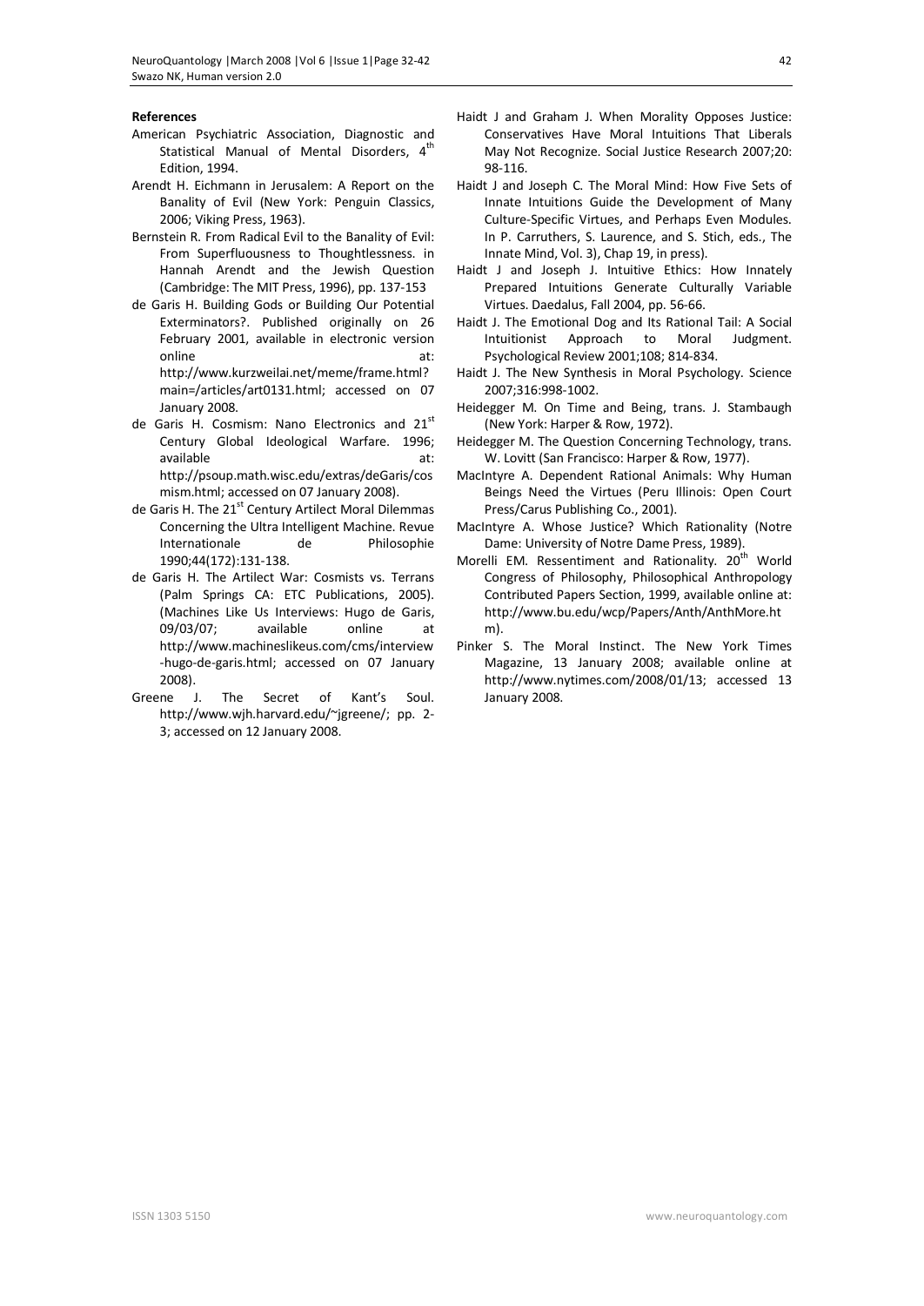**References**

American Psychiatric Association, Diagnostic and Statistical Manual of Mental Disorders, 4th Edition, 1994.

Arendt H. Eichmann in Jerusalem: A Report on the Banality of Evil (New York: Penguin Classics, 2006; Viking Press, 1963).

Bernstein R. From Radical Evil to the Banality of Evil: From Superfluousness to Thoughtlessness. in Hannah Arendt and the Jewish Question (Cambridge: The MIT Press, 1996), pp. 137-153

de Garis H. Building Gods or Building Our Potential Exterminators?. Published originally on 26 February 2001, available in electronic version online at: http://www.kurzweilai.net/meme/frame.html?main=/articles/art0131.html; accessed on 07 January 2008.

de Garis H. Cosmism: Nano Electronics and 21st Century Global Ideological Warfare. 1996; available at: http://psoup.math.wisc.edu/extras/deGaris/cosmism.html; accessed on 07 January 2008).

de Garis H. The 21st Century Artilect Moral Dilemmas Concerning the Ultra Intelligent Machine. Revue Internationale de Philosophie 1990;44(172):131-138.

de Garis H. The Artilect War: Cosmists vs. Terrans (Palm Springs CA: ETC Publications, 2005). (Machines Like Us Interviews: Hugo de Garis, 09/03/07; available online at http://www.machineslikeus.com/cms/interview-hugo-de-garis.html; accessed on 07 January 2008).

Greene J. The Secret of Kant's Soul. http://www.wjh.harvard.edu/~jgreene/; pp. 2-3; accessed on 12 January 2008.

Haidt J and Graham J. When Morality Opposes Justice: Conservatives Have Moral Intuitions That Liberals May Not Recognize. Social Justice Research 2007;20: 98-116.

Haidt J and Joseph C. The Moral Mind: How Five Sets of Innate Intuitions Guide the Development of Many Culture-Specific Virtues, and Perhaps Even Modules. In P. Carruthers, S. Laurence, and S. Stich, eds., The Innate Mind, Vol. 3), Chap 19, in press).

Haidt J and Joseph J. Intuitive Ethics: How Innately Prepared Intuitions Generate Culturally Variable Virtues. Daedalus, Fall 2004, pp. 56-66.

Haidt J. The Emotional Dog and Its Rational Tail: A Social Intuitionist Approach to Moral Judgment. Psychological Review 2001;108; 814-834.

Haidt J. The New Synthesis in Moral Psychology. Science 2007;316:998-1002.

Heidegger M. On Time and Being, trans. J. Stambaugh (New York: Harper & Row, 1972).

Heidegger M. The Question Concerning Technology, trans. W. Lovitt (San Francisco: Harper & Row, 1977).

MacIntyre A. Dependent Rational Animals: Why Human Beings Need the Virtues (Peru Illinois: Open Court Press/Carus Publishing Co., 2001).

MacIntyre A. Whose Justice? Which Rationality (Notre Dame: University of Notre Dame Press, 1989).

Morelli EM. Ressentiment and Rationality. 20th World Congress of Philosophy, Philosophical Anthropology Contributed Papers Section, 1999, available online at: http://www.bu.edu/wcp/Papers/Anth/AnthMore.htm).

Pinker S. The Moral Instinct. The New York Times Magazine, 13 January 2008; available online at http://www.nytimes.com/2008/01/13; accessed 13 January 2008.